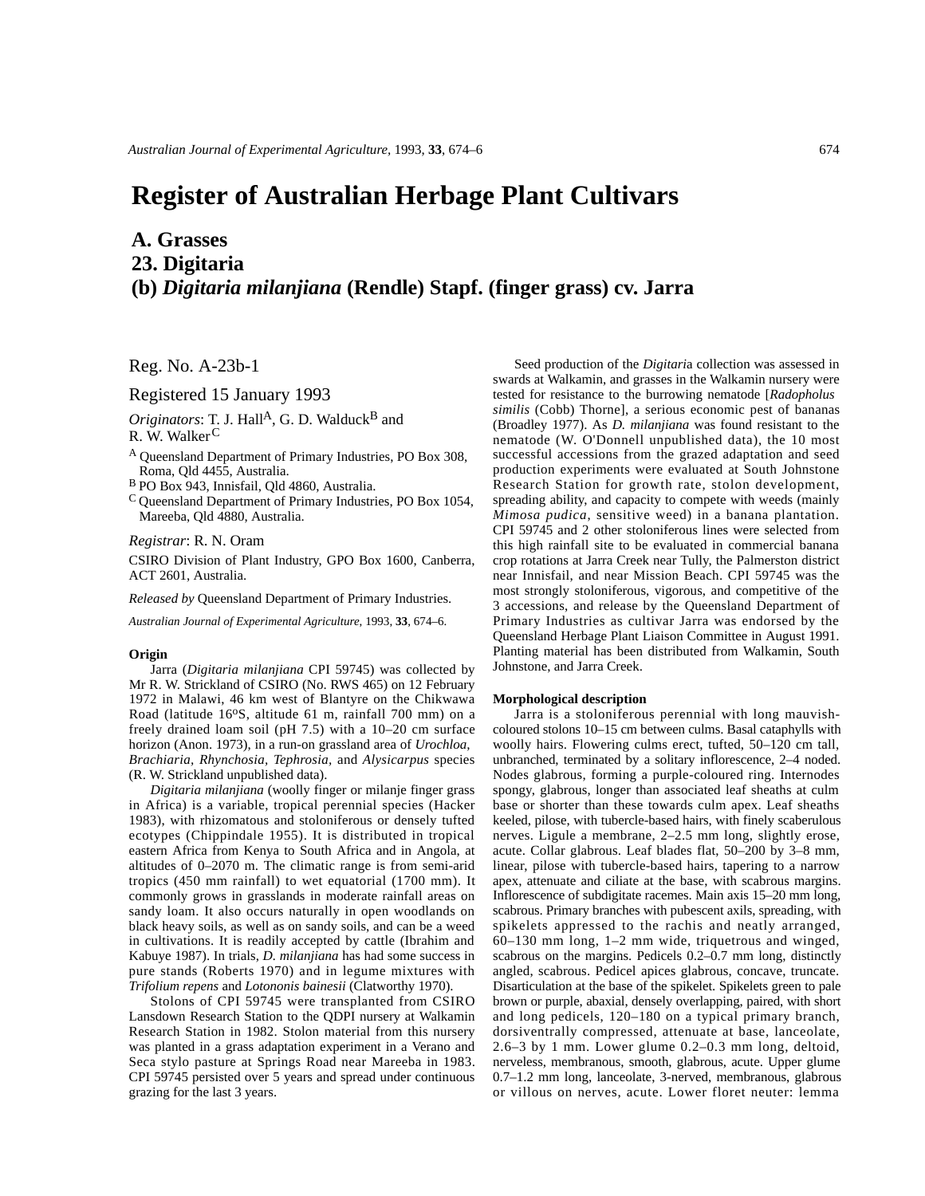# Register of Australian Herbage Plant Cultivars

## A. Grasses
## 23. Digitaria
## (b) *Digitaria milanjiana* (Rendle) Stapf. (finger grass) cv. Jarra

Reg. No. A-23b-1

Registered 15 January 1993

*Originators*: T. J. Hall[A], G. D. Walduck[B] and R. W. Walker[C]

[A] Queensland Department of Primary Industries, PO Box 308, Roma, Qld 4455, Australia.
[B] PO Box 943, Innisfail, Qld 4860, Australia.
[C] Queensland Department of Primary Industries, PO Box 1054, Mareeba, Qld 4880, Australia.

*Registrar*: R. N. Oram

CSIRO Division of Plant Industry, GPO Box 1600, Canberra, ACT 2601, Australia.

*Released by* Queensland Department of Primary Industries.

*Australian Journal of Experimental Agriculture*, 1993, **33**, 674–6.

**Origin**

Jarra (*Digitaria milanjiana* CPI 59745) was collected by Mr R. W. Strickland of CSIRO (No. RWS 465) on 12 February 1972 in Malawi, 46 km west of Blantyre on the Chikwawa Road (latitude 16ºS, altitude 61 m, rainfall 700 mm) on a freely drained loam soil (pH 7.5) with a 10–20 cm surface horizon (Anon. 1973), in a run-on grassland area of *Urochloa, Brachiaria, Rhynchosia, Tephrosia*, and *Alysicarpus* species (R. W. Strickland unpublished data).

*Digitaria milanjiana* (woolly finger or milanje finger grass in Africa) is a variable, tropical perennial species (Hacker 1983), with rhizomatous and stoloniferous or densely tufted ecotypes (Chippindale 1955). It is distributed in tropical eastern Africa from Kenya to South Africa and in Angola, at altitudes of 0–2070 m. The climatic range is from semi-arid tropics (450 mm rainfall) to wet equatorial (1700 mm). It commonly grows in grasslands in moderate rainfall areas on sandy loam. It also occurs naturally in open woodlands on black heavy soils, as well as on sandy soils, and can be a weed in cultivations. It is readily accepted by cattle (Ibrahim and Kabuye 1987). In trials, *D. milanjiana* has had some success in pure stands (Roberts 1970) and in legume mixtures with *Trifolium repens* and *Lotononis bainesii* (Clatworthy 1970).

Stolons of CPI 59745 were transplanted from CSIRO Lansdown Research Station to the QDPI nursery at Walkamin Research Station in 1982. Stolon material from this nursery was planted in a grass adaptation experiment in a Verano and Seca stylo pasture at Springs Road near Mareeba in 1983. CPI 59745 persisted over 5 years and spread under continuous grazing for the last 3 years.

Seed production of the *Digitaria* collection was assessed in swards at Walkamin, and grasses in the Walkamin nursery were tested for resistance to the burrowing nematode [*Radopholus similis* (Cobb) Thorne], a serious economic pest of bananas (Broadley 1977). As *D. milanjiana* was found resistant to the nematode (W. O'Donnell unpublished data), the 10 most successful accessions from the grazed adaptation and seed production experiments were evaluated at South Johnstone Research Station for growth rate, stolon development, spreading ability, and capacity to compete with weeds (mainly *Mimosa pudica*, sensitive weed) in a banana plantation. CPI 59745 and 2 other stoloniferous lines were selected from this high rainfall site to be evaluated in commercial banana crop rotations at Jarra Creek near Tully, the Palmerston district near Innisfail, and near Mission Beach. CPI 59745 was the most strongly stoloniferous, vigorous, and competitive of the 3 accessions, and release by the Queensland Department of Primary Industries as cultivar Jarra was endorsed by the Queensland Herbage Plant Liaison Committee in August 1991. Planting material has been distributed from Walkamin, South Johnstone, and Jarra Creek.

**Morphological description**

Jarra is a stoloniferous perennial with long mauvish-coloured stolons 10–15 cm between culms. Basal cataphylls with woolly hairs. Flowering culms erect, tufted, 50–120 cm tall, unbranched, terminated by a solitary inflorescence, 2–4 noded. Nodes glabrous, forming a purple-coloured ring. Internodes spongy, glabrous, longer than associated leaf sheaths at culm base or shorter than these towards culm apex. Leaf sheaths keeled, pilose, with tubercle-based hairs, with finely scaberulous nerves. Ligule a membrane, 2–2.5 mm long, slightly erose, acute. Collar glabrous. Leaf blades flat, 50–200 by 3–8 mm, linear, pilose with tubercle-based hairs, tapering to a narrow apex, attenuate and ciliate at the base, with scabrous margins. Inflorescence of subdigitate racemes. Main axis 15–20 mm long, scabrous. Primary branches with pubescent axils, spreading, with spikelets appressed to the rachis and neatly arranged, 60–130 mm long, 1–2 mm wide, triquetrous and winged, scabrous on the margins. Pedicels 0.2–0.7 mm long, distinctly angled, scabrous. Pedicel apices glabrous, concave, truncate. Disarticulation at the base of the spikelet. Spikelets green to pale brown or purple, abaxial, densely overlapping, paired, with short and long pedicels, 120–180 on a typical primary branch, dorsiventrally compressed, attenuate at base, lanceolate, 2.6–3 by 1 mm. Lower glume 0.2–0.3 mm long, deltoid, nerveless, membranous, smooth, glabrous, acute. Upper glume 0.7–1.2 mm long, lanceolate, 3-nerved, membranous, glabrous or villous on nerves, acute. Lower floret neuter: lemma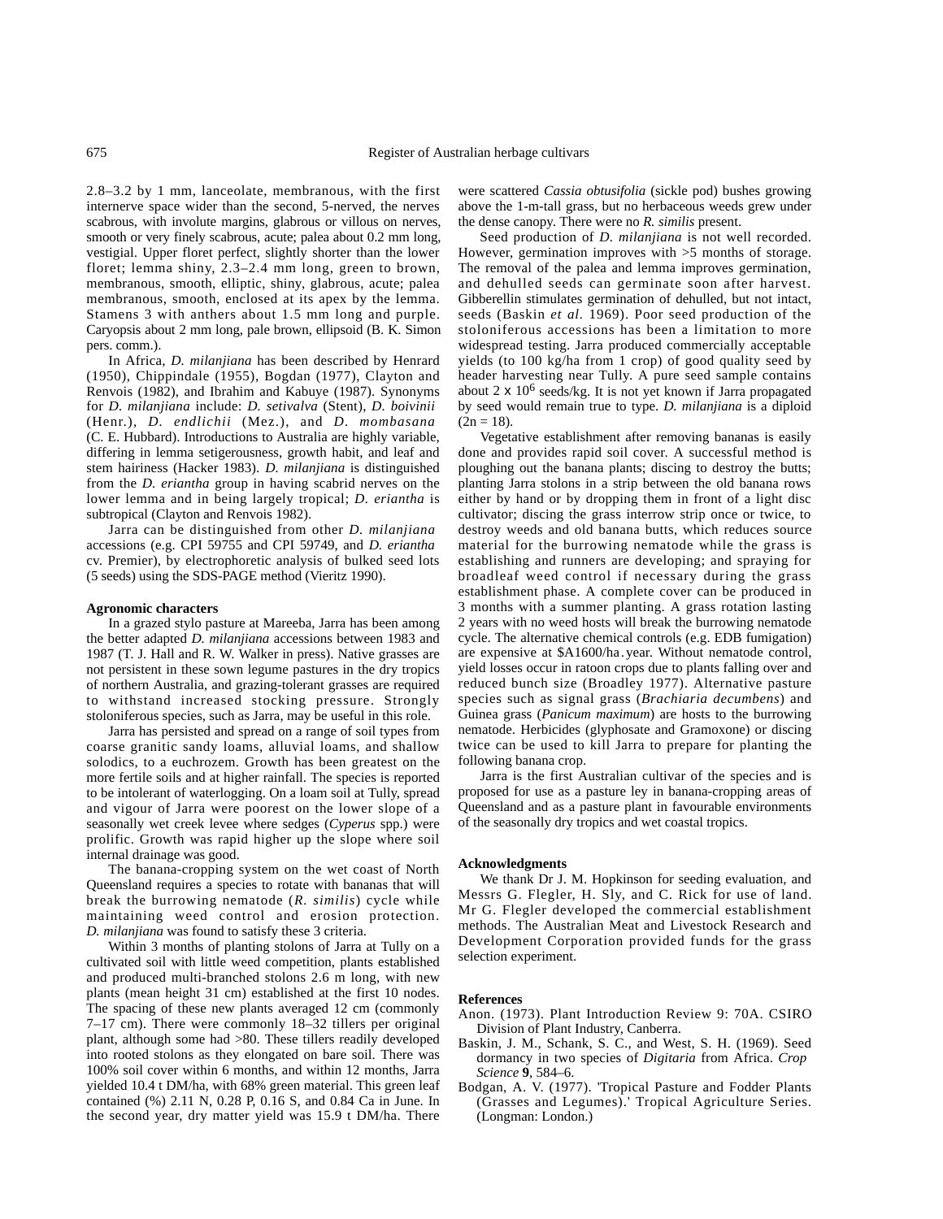2.8–3.2 by 1 mm, lanceolate, membranous, with the first internerve space wider than the second, 5-nerved, the nerves scabrous, with involute margins, glabrous or villous on nerves, smooth or very finely scabrous, acute; palea about 0.2 mm long, vestigial. Upper floret perfect, slightly shorter than the lower floret; lemma shiny, 2.3–2.4 mm long, green to brown, membranous, smooth, elliptic, shiny, glabrous, acute; palea membranous, smooth, enclosed at its apex by the lemma. Stamens 3 with anthers about 1.5 mm long and purple. Caryopsis about 2 mm long, pale brown, ellipsoid (B. K. Simon pers. comm.).

In Africa, *D. milanjiana* has been described by Henrard (1950), Chippindale (1955), Bogdan (1977), Clayton and Renvois (1982), and Ibrahim and Kabuye (1987). Synonyms for *D. milanjiana* include: *D. setivalva* (Stent), *D. boivinii* (Henr.), *D. endlichii* (Mez.), and *D. mombasana* (C. E. Hubbard). Introductions to Australia are highly variable, differing in lemma setigerousness, growth habit, and leaf and stem hairiness (Hacker 1983). *D. milanjiana* is distinguished from the *D. eriantha* group in having scabrid nerves on the lower lemma and in being largely tropical; *D. eriantha* is subtropical (Clayton and Renvois 1982).

Jarra can be distinguished from other *D. milanjiana* accessions (e.g. CPI 59755 and CPI 59749, and *D. eriantha* cv. Premier), by electrophoretic analysis of bulked seed lots (5 seeds) using the SDS-PAGE method (Vieritz 1990).

### Agronomic characters

In a grazed stylo pasture at Mareeba, Jarra has been among the better adapted *D. milanjiana* accessions between 1983 and 1987 (T. J. Hall and R. W. Walker in press). Native grasses are not persistent in these sown legume pastures in the dry tropics of northern Australia, and grazing-tolerant grasses are required to withstand increased stocking pressure. Strongly stoloniferous species, such as Jarra, may be useful in this role.

Jarra has persisted and spread on a range of soil types from coarse granitic sandy loams, alluvial loams, and shallow solodics, to a euchrozem. Growth has been greatest on the more fertile soils and at higher rainfall. The species is reported to be intolerant of waterlogging. On a loam soil at Tully, spread and vigour of Jarra were poorest on the lower slope of a seasonally wet creek levee where sedges (*Cyperus* spp.) were prolific. Growth was rapid higher up the slope where soil internal drainage was good.

The banana-cropping system on the wet coast of North Queensland requires a species to rotate with bananas that will break the burrowing nematode (*R. similis*) cycle while maintaining weed control and erosion protection. *D. milanjiana* was found to satisfy these 3 criteria.

Within 3 months of planting stolons of Jarra at Tully on a cultivated soil with little weed competition, plants established and produced multi-branched stolons 2.6 m long, with new plants (mean height 31 cm) established at the first 10 nodes. The spacing of these new plants averaged 12 cm (commonly 7–17 cm). There were commonly 18–32 tillers per original plant, although some had >80. These tillers readily developed into rooted stolons as they elongated on bare soil. There was 100% soil cover within 6 months, and within 12 months, Jarra yielded 10.4 t DM/ha, with 68% green material. This green leaf contained (%) 2.11 N, 0.28 P, 0.16 S, and 0.84 Ca in June. In the second year, dry matter yield was 15.9 t DM/ha. There were scattered *Cassia obtusifolia* (sickle pod) bushes growing above the 1-m-tall grass, but no herbaceous weeds grew under the dense canopy. There were no *R. similis* present.

Seed production of *D. milanjiana* is not well recorded. However, germination improves with >5 months of storage. The removal of the palea and lemma improves germination, and dehulled seeds can germinate soon after harvest. Gibberellin stimulates germination of dehulled, but not intact, seeds (Baskin *et al*. 1969). Poor seed production of the stoloniferous accessions has been a limitation to more widespread testing. Jarra produced commercially acceptable yields (to 100 kg/ha from 1 crop) of good quality seed by header harvesting near Tully. A pure seed sample contains about $2 \times 10^6$ seeds/kg. It is not yet known if Jarra propagated by seed would remain true to type. *D. milanjiana* is a diploid ($2n = 18$).

Vegetative establishment after removing bananas is easily done and provides rapid soil cover. A successful method is ploughing out the banana plants; discing to destroy the butts; planting Jarra stolons in a strip between the old banana rows either by hand or by dropping them in front of a light disc cultivator; discing the grass interrow strip once or twice, to destroy weeds and old banana butts, which reduces source material for the burrowing nematode while the grass is establishing and runners are developing; and spraying for broadleaf weed control if necessary during the grass establishment phase. A complete cover can be produced in 3 months with a summer planting. A grass rotation lasting 2 years with no weed hosts will break the burrowing nematode cycle. The alternative chemical controls (e.g. EDB fumigation) are expensive at $A1600/ha.year. Without nematode control, yield losses occur in ratoon crops due to plants falling over and reduced bunch size (Broadley 1977). Alternative pasture species such as signal grass (*Brachiaria decumbens*) and Guinea grass (*Panicum maximum*) are hosts to the burrowing nematode. Herbicides (glyphosate and Gramoxone) or discing twice can be used to kill Jarra to prepare for planting the following banana crop.

Jarra is the first Australian cultivar of the species and is proposed for use as a pasture ley in banana-cropping areas of Queensland and as a pasture plant in favourable environments of the seasonally dry tropics and wet coastal tropics.

### Acknowledgments

We thank Dr J. M. Hopkinson for seeding evaluation, and Messrs G. Flegler, H. Sly, and C. Rick for use of land. Mr G. Flegler developed the commercial establishment methods. The Australian Meat and Livestock Research and Development Corporation provided funds for the grass selection experiment.

### References

Anon. (1973). Plant Introduction Review 9: 70A. CSIRO Division of Plant Industry, Canberra.

Baskin, J. M., Schank, S. C., and West, S. H. (1969). Seed dormancy in two species of *Digitaria* from Africa. *Crop Science* **9**, 584–6.

Bodgan, A. V. (1977). 'Tropical Pasture and Fodder Plants (Grasses and Legumes).' Tropical Agriculture Series. (Longman: London.)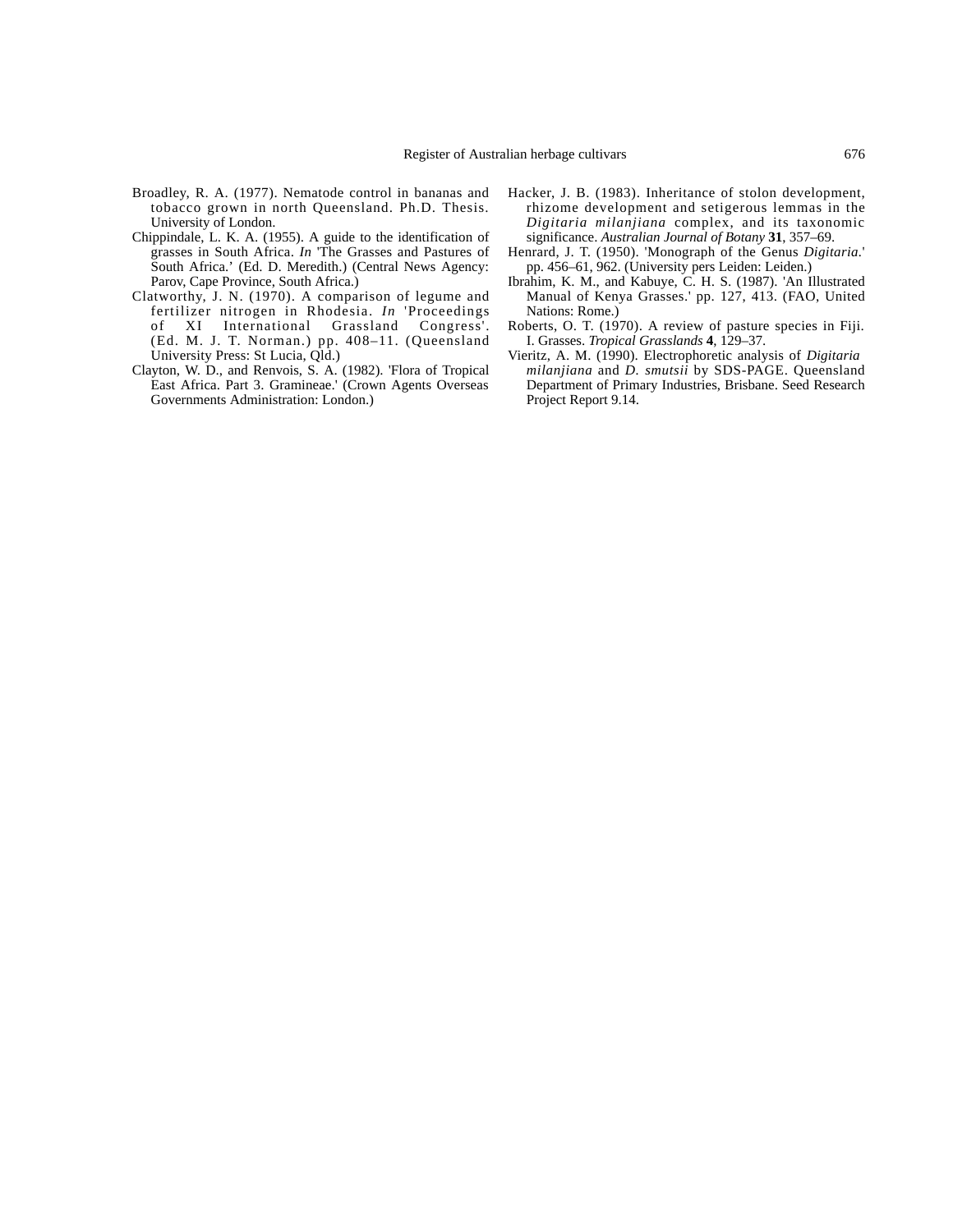Broadley, R. A. (1977). Nematode control in bananas and tobacco grown in north Queensland. Ph.D. Thesis. University of London.

Chippindale, L. K. A. (1955). A guide to the identification of grasses in South Africa. *In* 'The Grasses and Pastures of South Africa.' (Ed. D. Meredith.) (Central News Agency: Parov, Cape Province, South Africa.)

Clatworthy, J. N. (1970). A comparison of legume and fertilizer nitrogen in Rhodesia. *In* 'Proceedings of XI International Grassland Congress'. (Ed. M. J. T. Norman.) pp. 408–11. (Queensland University Press: St Lucia, Qld.)

Clayton, W. D., and Renvois, S. A. (1982). 'Flora of Tropical East Africa. Part 3. Gramineae.' (Crown Agents Overseas Governments Administration: London.)

Hacker, J. B. (1983). Inheritance of stolon development, rhizome development and setigerous lemmas in the *Digitaria milanjiana* complex, and its taxonomic significance. *Australian Journal of Botany* **31**, 357–69.

Henrard, J. T. (1950). 'Monograph of the Genus *Digitaria*.' pp. 456–61, 962. (University pers Leiden: Leiden.)

Ibrahim, K. M., and Kabuye, C. H. S. (1987). 'An Illustrated Manual of Kenya Grasses.' pp. 127, 413. (FAO, United Nations: Rome.)

Roberts, O. T. (1970). A review of pasture species in Fiji. I. Grasses. *Tropical Grasslands* **4**, 129–37.

Vieritz, A. M. (1990). Electrophoretic analysis of *Digitaria milanjiana* and *D. smutsii* by SDS-PAGE. Queensland Department of Primary Industries, Brisbane. Seed Research Project Report 9.14.